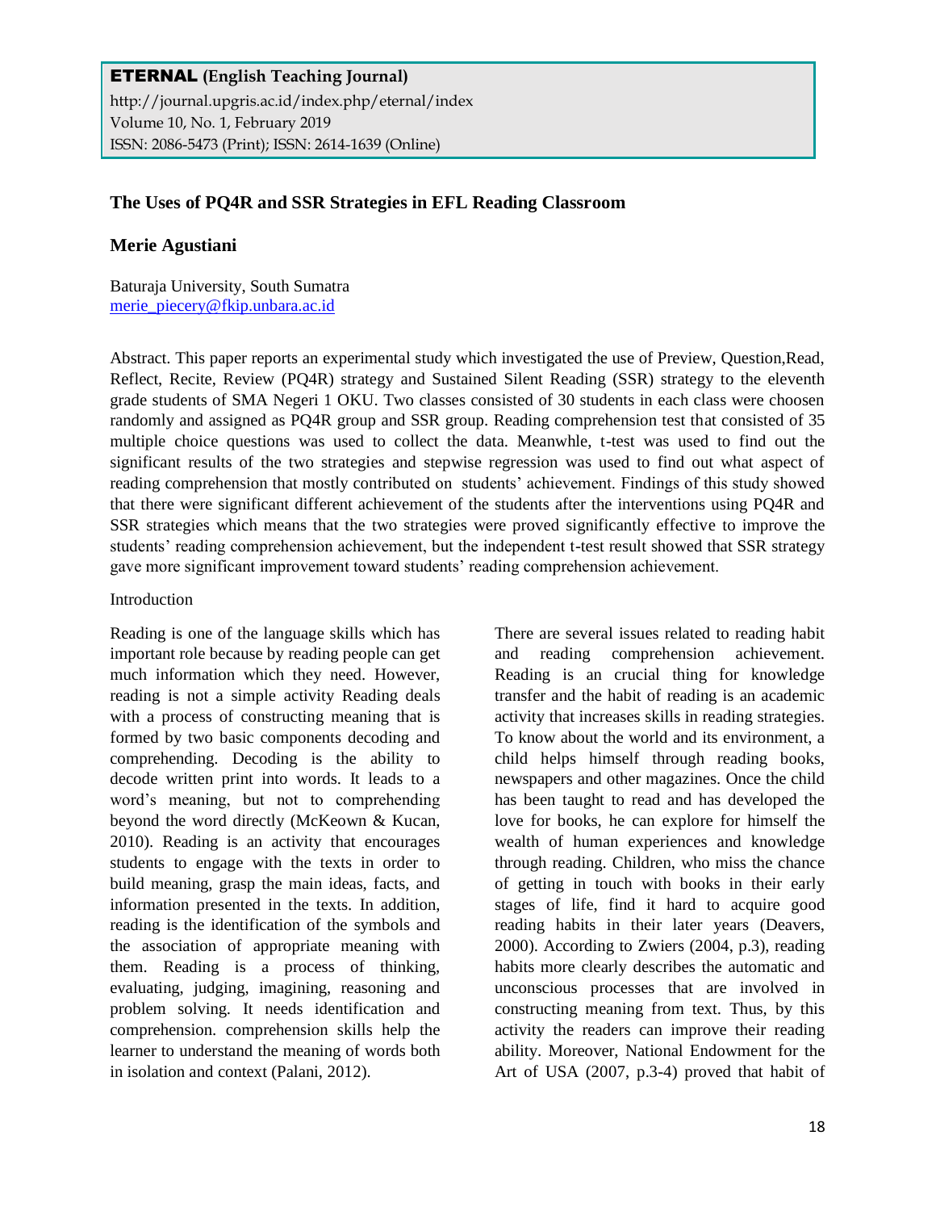**ETERNAL (English Teaching Journal)**
http://journal.upgris.ac.id/index.php/eternal/index
Volume 10, No. 1, February 2019
ISSN: 2086-5473 (Print); ISSN: 2614-1639 (Online)

# The Uses of PQ4R and SSR Strategies in EFL Reading Classroom

**Merie Agustiani**

Baturaja University, South Sumatra
merie_piecery@fkip.unbara.ac.id

Abstract. This paper reports an experimental study which investigated the use of Preview, Question,Read, Reflect, Recite, Review (PQ4R) strategy and Sustained Silent Reading (SSR) strategy to the eleventh grade students of SMA Negeri 1 OKU. Two classes consisted of 30 students in each class were choosen randomly and assigned as PQ4R group and SSR group. Reading comprehension test that consisted of 35 multiple choice questions was used to collect the data. Meanwhle, t-test was used to find out the significant results of the two strategies and stepwise regression was used to find out what aspect of reading comprehension that mostly contributed on students' achievement. Findings of this study showed that there were significant different achievement of the students after the interventions using PQ4R and SSR strategies which means that the two strategies were proved significantly effective to improve the students' reading comprehension achievement, but the independent t-test result showed that SSR strategy gave more significant improvement toward students' reading comprehension achievement.

## Introduction

Reading is one of the language skills which has important role because by reading people can get much information which they need. However, reading is not a simple activity Reading deals with a process of constructing meaning that is formed by two basic components decoding and comprehending. Decoding is the ability to decode written print into words. It leads to a word's meaning, but not to comprehending beyond the word directly (McKeown & Kucan, 2010). Reading is an activity that encourages students to engage with the texts in order to build meaning, grasp the main ideas, facts, and information presented in the texts. In addition, reading is the identification of the symbols and the association of appropriate meaning with them. Reading is a process of thinking, evaluating, judging, imagining, reasoning and problem solving. It needs identification and comprehension. comprehension skills help the learner to understand the meaning of words both in isolation and context (Palani, 2012).

There are several issues related to reading habit and reading comprehension achievement. Reading is an crucial thing for knowledge transfer and the habit of reading is an academic activity that increases skills in reading strategies. To know about the world and its environment, a child helps himself through reading books, newspapers and other magazines. Once the child has been taught to read and has developed the love for books, he can explore for himself the wealth of human experiences and knowledge through reading. Children, who miss the chance of getting in touch with books in their early stages of life, find it hard to acquire good reading habits in their later years (Deavers, 2000). According to Zwiers (2004, p.3), reading habits more clearly describes the automatic and unconscious processes that are involved in constructing meaning from text. Thus, by this activity the readers can improve their reading ability. Moreover, National Endowment for the Art of USA (2007, p.3-4) proved that habit of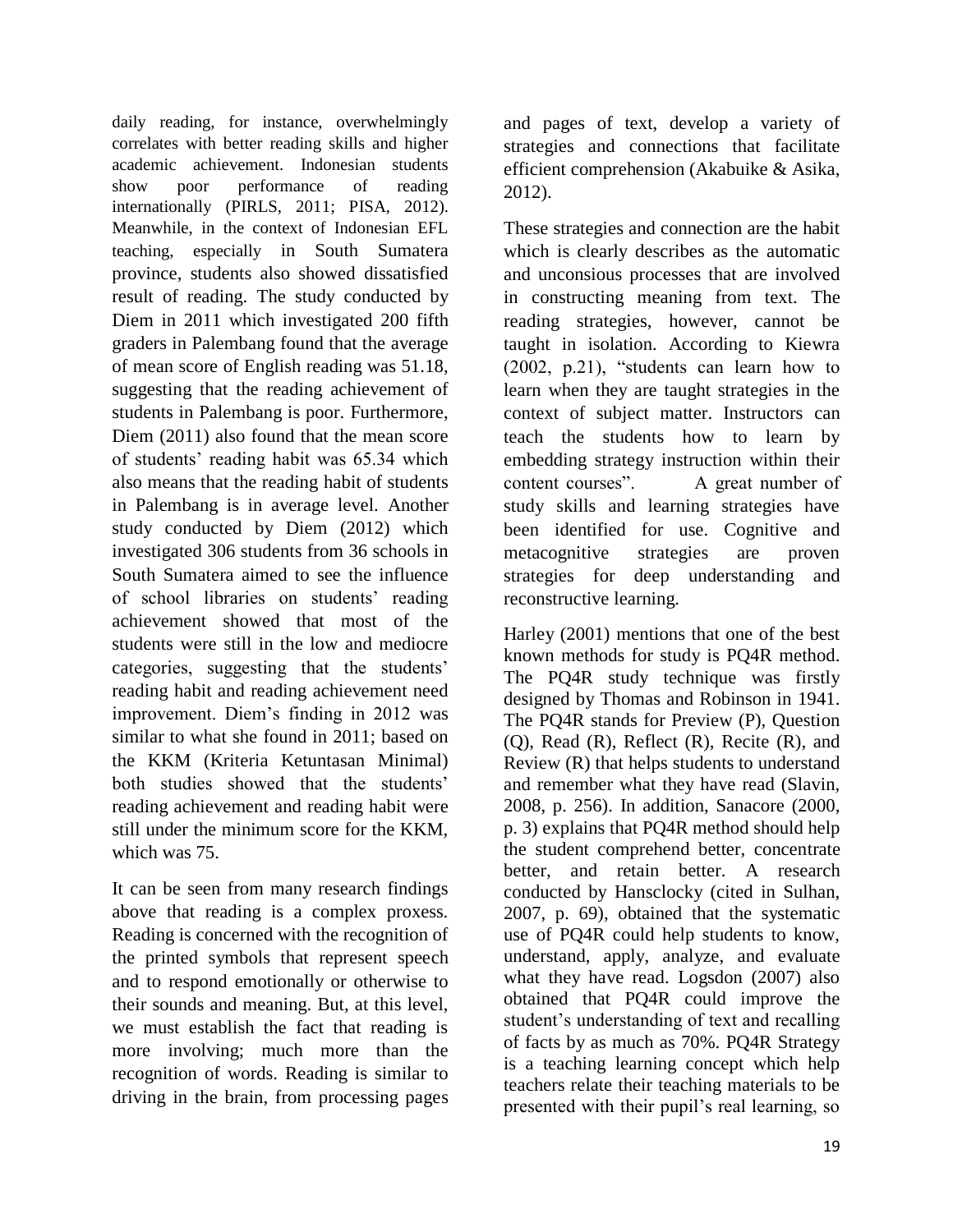daily reading, for instance, overwhelmingly correlates with better reading skills and higher academic achievement. Indonesian students show poor performance of reading internationally (PIRLS, 2011; PISA, 2012). Meanwhile, in the context of Indonesian EFL teaching, especially in South Sumatera province, students also showed dissatisfied result of reading. The study conducted by Diem in 2011 which investigated 200 fifth graders in Palembang found that the average of mean score of English reading was 51.18, suggesting that the reading achievement of students in Palembang is poor. Furthermore, Diem (2011) also found that the mean score of students' reading habit was 65.34 which also means that the reading habit of students in Palembang is in average level. Another study conducted by Diem (2012) which investigated 306 students from 36 schools in South Sumatera aimed to see the influence of school libraries on students' reading achievement showed that most of the students were still in the low and mediocre categories, suggesting that the students' reading habit and reading achievement need improvement. Diem's finding in 2012 was similar to what she found in 2011; based on the KKM (Kriteria Ketuntasan Minimal) both studies showed that the students' reading achievement and reading habit were still under the minimum score for the KKM, which was 75.

It can be seen from many research findings above that reading is a complex proxess. Reading is concerned with the recognition of the printed symbols that represent speech and to respond emotionally or otherwise to their sounds and meaning. But, at this level, we must establish the fact that reading is more involving; much more than the recognition of words. Reading is similar to driving in the brain, from processing pages and pages of text, develop a variety of strategies and connections that facilitate efficient comprehension (Akabuike & Asika, 2012).

These strategies and connection are the habit which is clearly describes as the automatic and unconsious processes that are involved in constructing meaning from text. The reading strategies, however, cannot be taught in isolation. According to Kiewra (2002, p.21), "students can learn how to learn when they are taught strategies in the context of subject matter. Instructors can teach the students how to learn by embedding strategy instruction within their content courses". A great number of study skills and learning strategies have been identified for use. Cognitive and metacognitive strategies are proven strategies for deep understanding and reconstructive learning.

Harley (2001) mentions that one of the best known methods for study is PQ4R method. The PQ4R study technique was firstly designed by Thomas and Robinson in 1941. The PQ4R stands for Preview (P), Question (Q), Read (R), Reflect (R), Recite (R), and Review (R) that helps students to understand and remember what they have read (Slavin, 2008, p. 256). In addition, Sanacore (2000, p. 3) explains that PQ4R method should help the student comprehend better, concentrate better, and retain better. A research conducted by Hansclocky (cited in Sulhan, 2007, p. 69), obtained that the systematic use of PQ4R could help students to know, understand, apply, analyze, and evaluate what they have read. Logsdon (2007) also obtained that PQ4R could improve the student's understanding of text and recalling of facts by as much as 70%. PQ4R Strategy is a teaching learning concept which help teachers relate their teaching materials to be presented with their pupil's real learning, so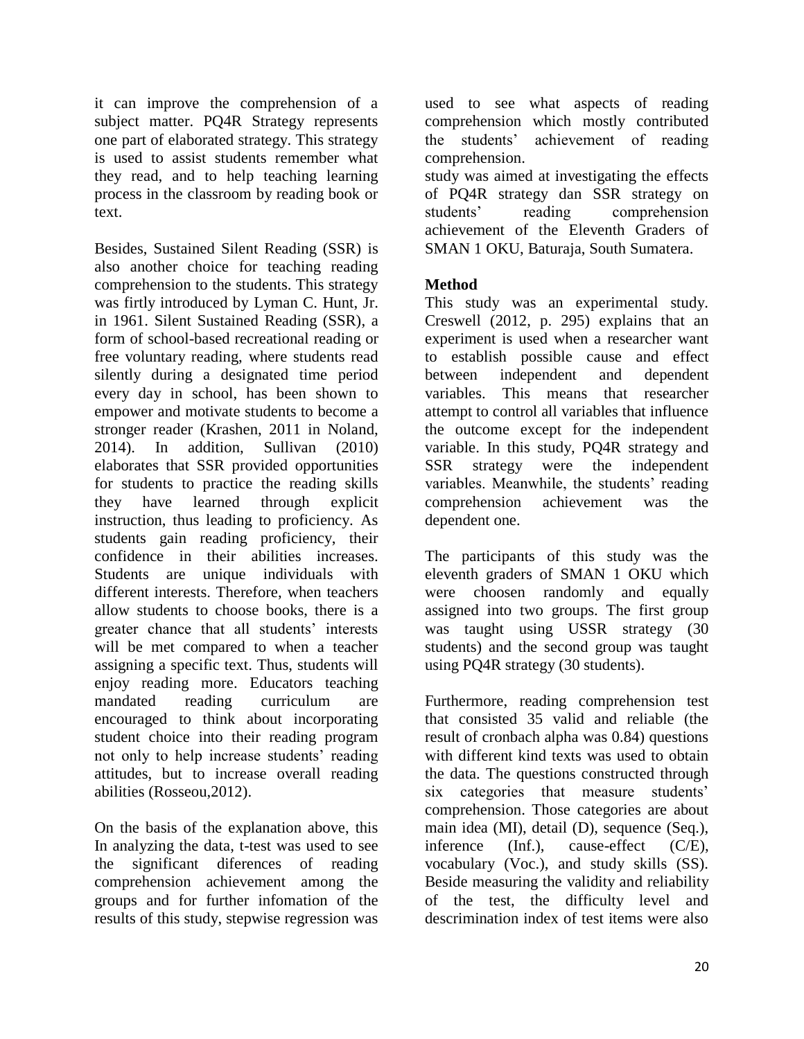it can improve the comprehension of a subject matter. PQ4R Strategy represents one part of elaborated strategy. This strategy is used to assist students remember what they read, and to help teaching learning process in the classroom by reading book or text.

Besides, Sustained Silent Reading (SSR) is also another choice for teaching reading comprehension to the students. This strategy was firtly introduced by Lyman C. Hunt, Jr. in 1961. Silent Sustained Reading (SSR), a form of school-based recreational reading or free voluntary reading, where students read silently during a designated time period every day in school, has been shown to empower and motivate students to become a stronger reader (Krashen, 2011 in Noland, 2014). In addition, Sullivan (2010) elaborates that SSR provided opportunities for students to practice the reading skills they have learned through explicit instruction, thus leading to proficiency. As students gain reading proficiency, their confidence in their abilities increases. Students are unique individuals with different interests. Therefore, when teachers allow students to choose books, there is a greater chance that all students' interests will be met compared to when a teacher assigning a specific text. Thus, students will enjoy reading more. Educators teaching mandated reading curriculum are encouraged to think about incorporating student choice into their reading program not only to help increase students' reading attitudes, but to increase overall reading abilities (Rosseou,2012).

On the basis of the explanation above, this In analyzing the data, t-test was used to see the significant diferences of reading comprehension achievement among the groups and for further infomation of the results of this study, stepwise regression was used to see what aspects of reading comprehension which mostly contributed the students' achievement of reading comprehension.
study was aimed at investigating the effects of PQ4R strategy dan SSR strategy on students' reading comprehension achievement of the Eleventh Graders of SMAN 1 OKU, Baturaja, South Sumatera.

**Method**

This study was an experimental study. Creswell (2012, p. 295) explains that an experiment is used when a researcher want to establish possible cause and effect between independent and dependent variables. This means that researcher attempt to control all variables that influence the outcome except for the independent variable. In this study, PQ4R strategy and SSR strategy were the independent variables. Meanwhile, the students' reading comprehension achievement was the dependent one.

The participants of this study was the eleventh graders of SMAN 1 OKU which were choosen randomly and equally assigned into two groups. The first group was taught using USSR strategy (30 students) and the second group was taught using PQ4R strategy (30 students).

Furthermore, reading comprehension test that consisted 35 valid and reliable (the result of cronbach alpha was 0.84) questions with different kind texts was used to obtain the data. The questions constructed through six categories that measure students' comprehension. Those categories are about main idea (MI), detail (D), sequence (Seq.), inference (Inf.), cause-effect (C/E), vocabulary (Voc.), and study skills (SS). Beside measuring the validity and reliability of the test, the difficulty level and descrimination index of test items were also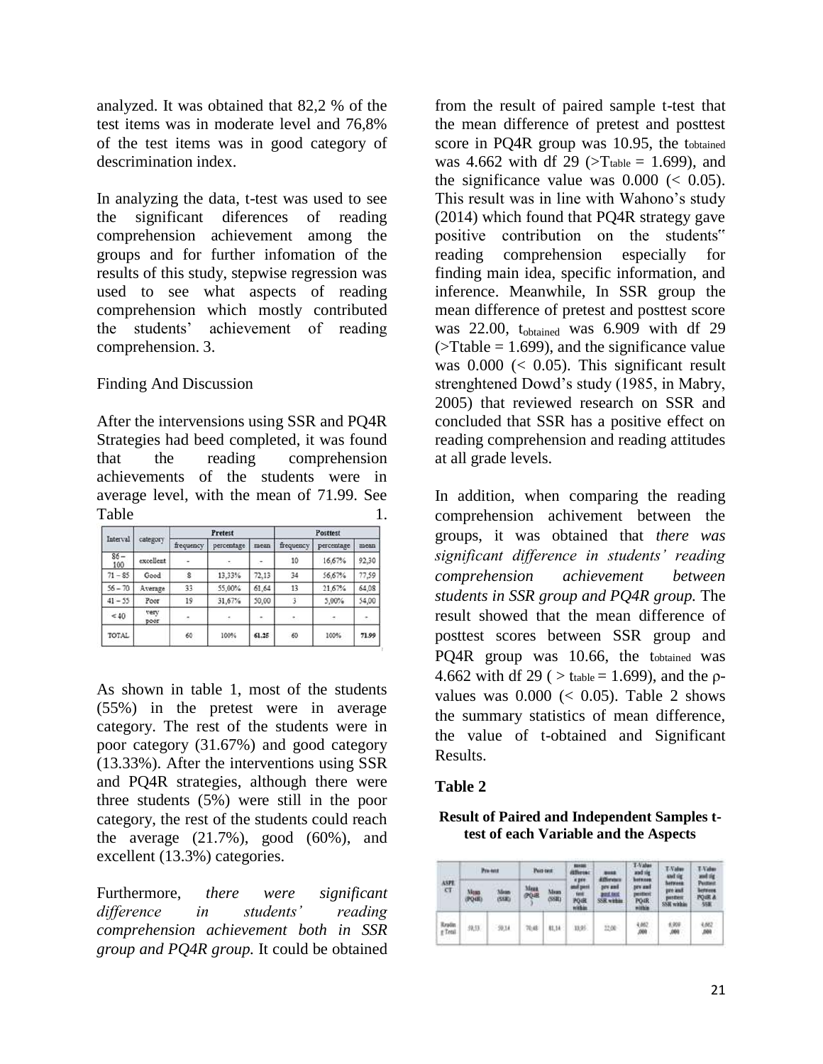analyzed. It was obtained that 82,2 % of the test items was in moderate level and 76,8% of the test items was in good category of descrimination index.

In analyzing the data, t-test was used to see the significant diferences of reading comprehension achievement among the groups and for further infomation of the results of this study, stepwise regression was used to see what aspects of reading comprehension which mostly contributed the students' achievement of reading comprehension. 3.

Finding And Discussion

After the intervensions using SSR and PQ4R Strategies had beed completed, it was found that the reading comprehension achievements of the students were in average level, with the mean of 71.99. See Table 1.

| Interval | category | Pretest | | | Posttest | | |
|---|---|---|---|---|---|---|---|
| | | frequency | percentage | mean | frequency | percentage | mean |
| 86 – 100 | excellent | - | - | - | 10 | 16,67% | 92,30 |
| 71 – 85 | Good | 8 | 13,33% | 72,13 | 34 | 56,67% | 77,59 |
| 56 – 70 | Average | 33 | 55,00% | 61,64 | 13 | 21,67% | 64,08 |
| 41 – 55 | Poor | 19 | 31,67% | 50,00 | 3 | 5,00% | 54,00 |
| < 40 | very poor | - | - | - | - | - | - |
| TOTAL | | 60 | 100% | 61.25 | 60 | 100% | 71.99 |

As shown in table 1, most of the students (55%) in the pretest were in average category. The rest of the students were in poor category (31.67%) and good category (13.33%). After the interventions using SSR and PQ4R strategies, although there were three students (5%) were still in the poor category, the rest of the students could reach the average (21.7%), good (60%), and excellent (13.3%) categories.

Furthermore, *there were significant difference in students' reading comprehension achievement both in SSR group and PQ4R group.* It could be obtained from the result of paired sample t-test that the mean difference of pretest and posttest score in PQ4R group was 10.95, the $t_{obtained}$ was 4.662 with df 29 (>$T_{table}$ = 1.699), and the significance value was 0.000 (< 0.05). This result was in line with Wahono's study (2014) which found that PQ4R strategy gave positive contribution on the students" reading comprehension especially for finding main idea, specific information, and inference. Meanwhile, In SSR group the mean difference of pretest and posttest score was 22.00, $t_{obtained}$ was 6.909 with df 29 (>Ttable = 1.699), and the significance value was 0.000 (< 0.05). This significant result strenghtened Dowd's study (1985, in Mabry, 2005) that reviewed research on SSR and concluded that SSR has a positive effect on reading comprehension and reading attitudes at all grade levels.

In addition, when comparing the reading comprehension achivement between the groups, it was obtained that *there was significant difference in students' reading comprehension achievement between students in SSR group and PQ4R group.* The result showed that the mean difference of posttest scores between SSR group and PQ4R group was 10.66, the $t_{obtained}$ was 4.662 with df 29 ( > $t_{table}$ = 1.699), and the ρ-values was 0.000 (< 0.05). Table 2 shows the summary statistics of mean difference, the value of t-obtained and Significant Results.

**Table 2**

**Result of Paired and Independent Samples t-test of each Variable and the Aspects**

| ASPECT | Pre-test | | Post-test | | mean difference pre and post test PQ4R within | mean difference pre and post test SSR within | T-Value and sig between pre and posttest PQ4R within | T-Value and sig between pre and posttest SSR within | T-Value and sig Posttest between PQ4R & SSR |
|---|---|---|---|---|---|---|---|---|---|
| | Mean (PQ4R) | Mean (SSR) | Mean (PQ4R) | Mean (SSR) | | | | | |
| Reading Total | 59,53 | 59,14 | 70,48 | 81,14 | 10,95 | 22,00 | 4,662 ,000 | 6,909 ,000 | 4,662 ,000 |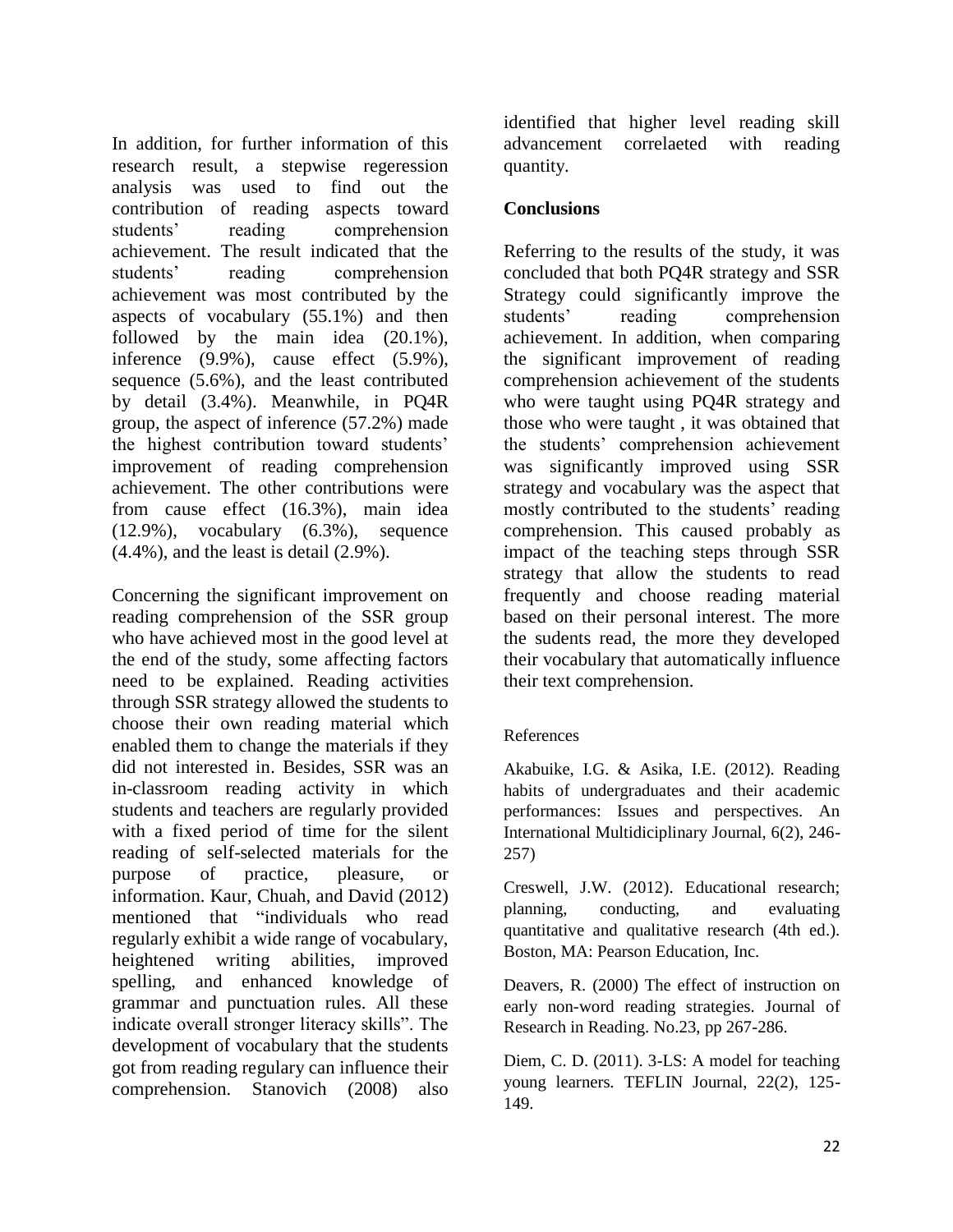In addition, for further information of this research result, a stepwise regeression analysis was used to find out the contribution of reading aspects toward students' reading comprehension achievement. The result indicated that the students' reading comprehension achievement was most contributed by the aspects of vocabulary (55.1%) and then followed by the main idea (20.1%), inference (9.9%), cause effect (5.9%), sequence (5.6%), and the least contributed by detail (3.4%). Meanwhile, in PQ4R group, the aspect of inference (57.2%) made the highest contribution toward students' improvement of reading comprehension achievement. The other contributions were from cause effect (16.3%), main idea (12.9%), vocabulary (6.3%), sequence (4.4%), and the least is detail (2.9%).

Concerning the significant improvement on reading comprehension of the SSR group who have achieved most in the good level at the end of the study, some affecting factors need to be explained. Reading activities through SSR strategy allowed the students to choose their own reading material which enabled them to change the materials if they did not interested in. Besides, SSR was an in-classroom reading activity in which students and teachers are regularly provided with a fixed period of time for the silent reading of self-selected materials for the purpose of practice, pleasure, or information. Kaur, Chuah, and David (2012) mentioned that "individuals who read regularly exhibit a wide range of vocabulary, heightened writing abilities, improved spelling, and enhanced knowledge of grammar and punctuation rules. All these indicate overall stronger literacy skills". The development of vocabulary that the students got from reading regulary can influence their comprehension. Stanovich (2008) also identified that higher level reading skill advancement correlaeted with reading quantity.

## Conclusions

Referring to the results of the study, it was concluded that both PQ4R strategy and SSR Strategy could significantly improve the students' reading comprehension achievement. In addition, when comparing the significant improvement of reading comprehension achievement of the students who were taught using PQ4R strategy and those who were taught , it was obtained that the students' comprehension achievement was significantly improved using SSR strategy and vocabulary was the aspect that mostly contributed to the students' reading comprehension. This caused probably as impact of the teaching steps through SSR strategy that allow the students to read frequently and choose reading material based on their personal interest. The more the sudents read, the more they developed their vocabulary that automatically influence their text comprehension.

## References

Akabuike, I.G. & Asika, I.E. (2012). Reading habits of undergraduates and their academic performances: Issues and perspectives. An International Multidiciplinary Journal, 6(2), 246-257)

Creswell, J.W. (2012). Educational research; planning, conducting, and evaluating quantitative and qualitative research (4th ed.). Boston, MA: Pearson Education, Inc.

Deavers, R. (2000) The effect of instruction on early non-word reading strategies. Journal of Research in Reading. No.23, pp 267-286.

Diem, C. D. (2011). 3-LS: A model for teaching young learners. TEFLIN Journal, 22(2), 125-149.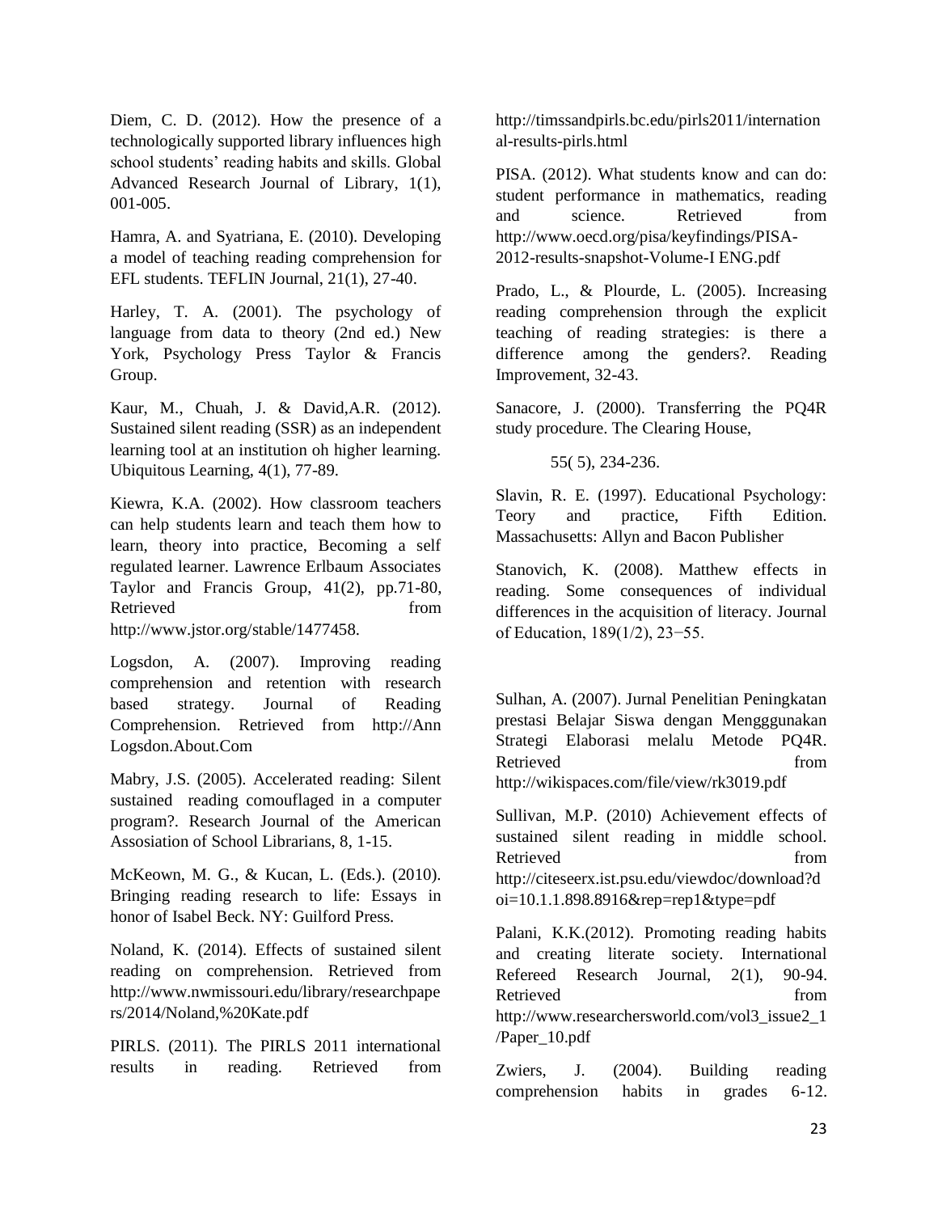Diem, C. D. (2012). How the presence of a technologically supported library influences high school students' reading habits and skills. Global Advanced Research Journal of Library, 1(1), 001-005.

Hamra, A. and Syatriana, E. (2010). Developing a model of teaching reading comprehension for EFL students. TEFLIN Journal, 21(1), 27-40.

Harley, T. A. (2001). The psychology of language from data to theory (2nd ed.) New York, Psychology Press Taylor & Francis Group.

Kaur, M., Chuah, J. & David,A.R. (2012). Sustained silent reading (SSR) as an independent learning tool at an institution oh higher learning. Ubiquitous Learning, 4(1), 77-89.

Kiewra, K.A. (2002). How classroom teachers can help students learn and teach them how to learn, theory into practice, Becoming a self regulated learner. Lawrence Erlbaum Associates Taylor and Francis Group, 41(2), pp.71-80, Retrieved from http://www.jstor.org/stable/1477458.

Logsdon, A. (2007). Improving reading comprehension and retention with research based strategy. Journal of Reading Comprehension. Retrieved from http://Ann Logsdon.About.Com

Mabry, J.S. (2005). Accelerated reading: Silent sustained reading comouflaged in a computer program?. Research Journal of the American Assosiation of School Librarians, 8, 1-15.

McKeown, M. G., & Kucan, L. (Eds.). (2010). Bringing reading research to life: Essays in honor of Isabel Beck. NY: Guilford Press.

Noland, K. (2014). Effects of sustained silent reading on comprehension. Retrieved from http://www.nwmissouri.edu/library/researchpapers/2014/Noland,%20Kate.pdf

PIRLS. (2011). The PIRLS 2011 international results in reading. Retrieved from http://timssandpirls.bc.edu/pirls2011/international-results-pirls.html

PISA. (2012). What students know and can do: student performance in mathematics, reading and science. Retrieved from http://www.oecd.org/pisa/keyfindings/PISA-2012-results-snapshot-Volume-I ENG.pdf

Prado, L., & Plourde, L. (2005). Increasing reading comprehension through the explicit teaching of reading strategies: is there a difference among the genders?. Reading Improvement, 32-43.

Sanacore, J. (2000). Transferring the PQ4R study procedure. The Clearing House, 55( 5), 234-236.

Slavin, R. E. (1997). Educational Psychology: Teory and practice, Fifth Edition. Massachusetts: Allyn and Bacon Publisher

Stanovich, K. (2008). Matthew effects in reading. Some consequences of individual differences in the acquisition of literacy. Journal of Education, 189(1/2), 23−55.

Sulhan, A. (2007). Jurnal Penelitian Peningkatan prestasi Belajar Siswa dengan Mengggunakan Strategi Elaborasi melalu Metode PQ4R. Retrieved from http://wikispaces.com/file/view/rk3019.pdf

Sullivan, M.P. (2010) Achievement effects of sustained silent reading in middle school. Retrieved from http://citeseerx.ist.psu.edu/viewdoc/download?doi=10.1.1.898.8916&rep=rep1&type=pdf

Palani, K.K.(2012). Promoting reading habits and creating literate society. International Refereed Research Journal, 2(1), 90-94. Retrieved from http://www.researchersworld.com/vol3_issue2_1/Paper_10.pdf

Zwiers, J. (2004). Building reading comprehension habits in grades 6-12.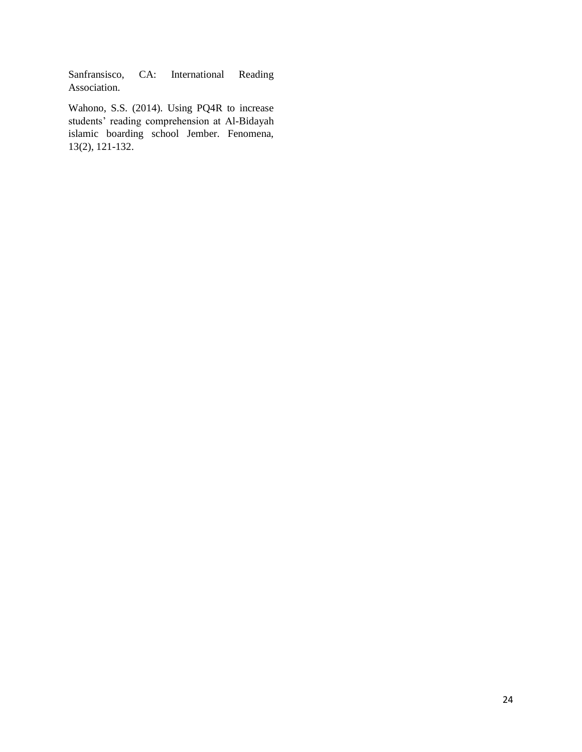Sanfransisco, CA: International Reading Association.

Wahono, S.S. (2014). Using PQ4R to increase students' reading comprehension at Al-Bidayah islamic boarding school Jember. Fenomena, 13(2), 121-132.